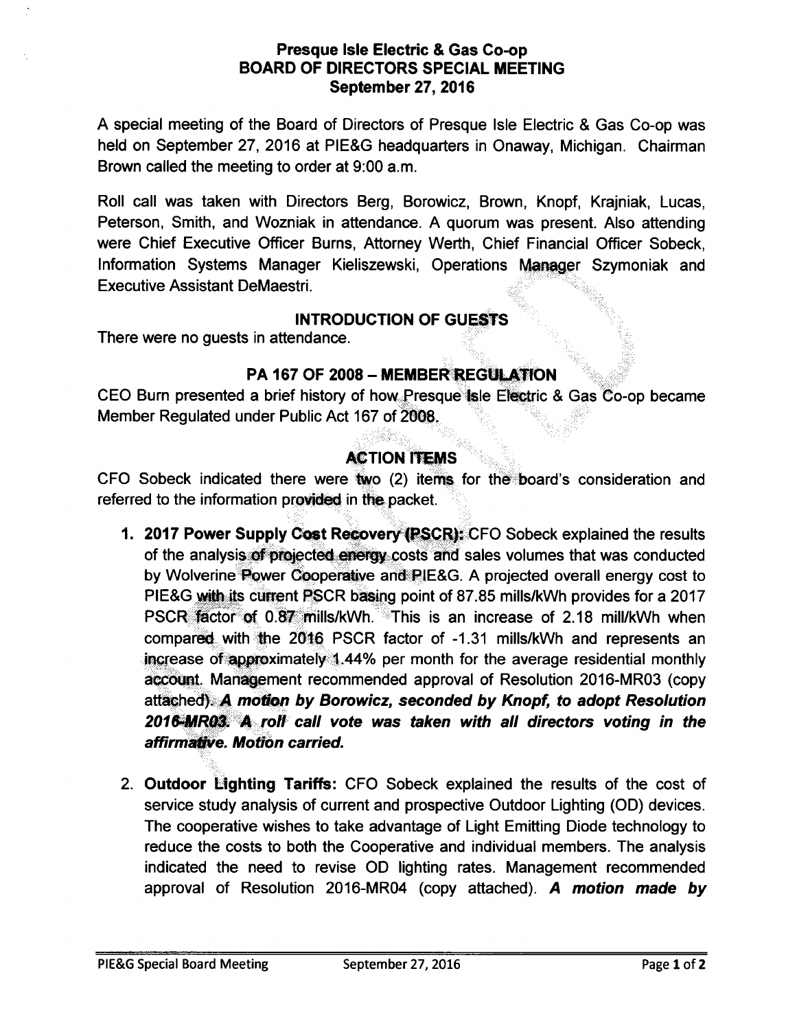**Presque Isle Electric & Gas Co-op**
**BOARD OF DIRECTORS SPECIAL MEETING**
**September 27, 2016**

A special meeting of the Board of Directors of Presque Isle Electric & Gas Co-op was held on September 27, 2016 at PIE&G headquarters in Onaway, Michigan. Chairman Brown called the meeting to order at 9:00 a.m.

Roll call was taken with Directors Berg, Borowicz, Brown, Knopf, Krajniak, Lucas, Peterson, Smith, and Wozniak in attendance. A quorum was present. Also attending were Chief Executive Officer Burns, Attorney Werth, Chief Financial Officer Sobeck, Information Systems Manager Kieliszewski, Operations Manager Szymoniak and Executive Assistant DeMaestri.

## INTRODUCTION OF GUESTS

There were no guests in attendance.

## PA 167 OF 2008 – MEMBER REGULATION

CEO Burn presented a brief history of how Presque Isle Electric & Gas Co-op became Member Regulated under Public Act 167 of 2008.

## ACTION ITEMS

CFO Sobeck indicated there were two (2) items for the board's consideration and referred to the information provided in the packet.

1. **2017 Power Supply Cost Recovery (PSCR):** CFO Sobeck explained the results of the analysis of projected energy costs and sales volumes that was conducted by Wolverine Power Cooperative and PIE&G. A projected overall energy cost to PIE&G with its current PSCR basing point of 87.85 mills/kWh provides for a 2017 PSCR factor of 0.87 mills/kWh. This is an increase of 2.18 mill/kWh when compared with the 2016 PSCR factor of -1.31 mills/kWh and represents an increase of approximately 1.44% per month for the average residential monthly account. Management recommended approval of Resolution 2016-MR03 (copy attached). ***A motion by Borowicz, seconded by Knopf, to adopt Resolution 2016-MR03. A roll call vote was taken with all directors voting in the affirmative. Motion carried.***

2. **Outdoor Lighting Tariffs:** CFO Sobeck explained the results of the cost of service study analysis of current and prospective Outdoor Lighting (OD) devices. The cooperative wishes to take advantage of Light Emitting Diode technology to reduce the costs to both the Cooperative and individual members. The analysis indicated the need to revise OD lighting rates. Management recommended approval of Resolution 2016-MR04 (copy attached). ***A motion made by***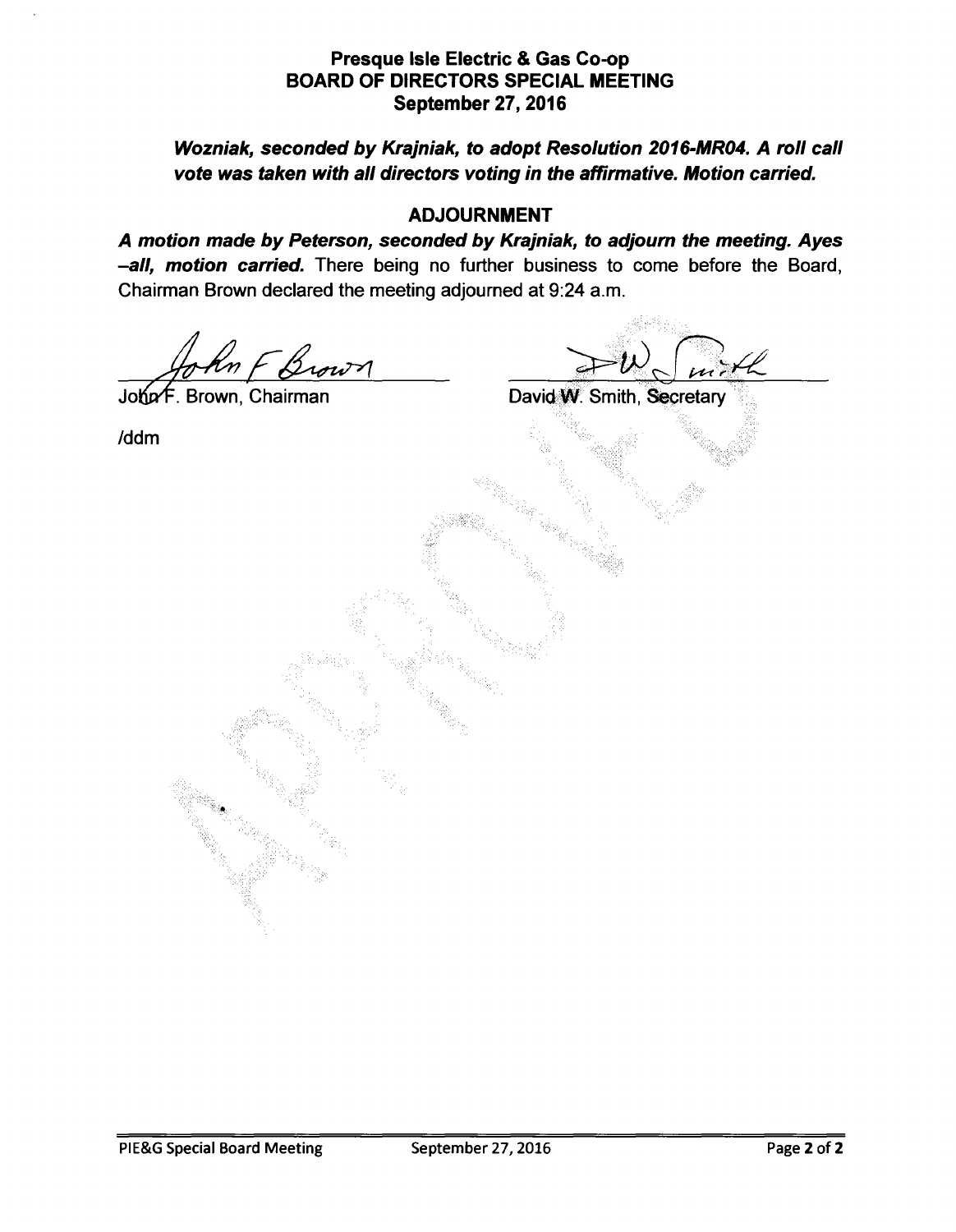**Presque Isle Electric & Gas Co-op**
**BOARD OF DIRECTORS SPECIAL MEETING**
**September 27, 2016**

***Wozniak, seconded by Krajniak, to adopt Resolution 2016-MR04. A roll call vote was taken with all directors voting in the affirmative. Motion carried.***

## ADJOURNMENT

***A motion made by Peterson, seconded by Krajniak, to adjourn the meeting. Ayes –all, motion carried.*** There being no further business to come before the Board, Chairman Brown declared the meeting adjourned at 9:24 a.m.

John F. Brown, Chairman

David W. Smith, Secretary

/ddm

APPROVED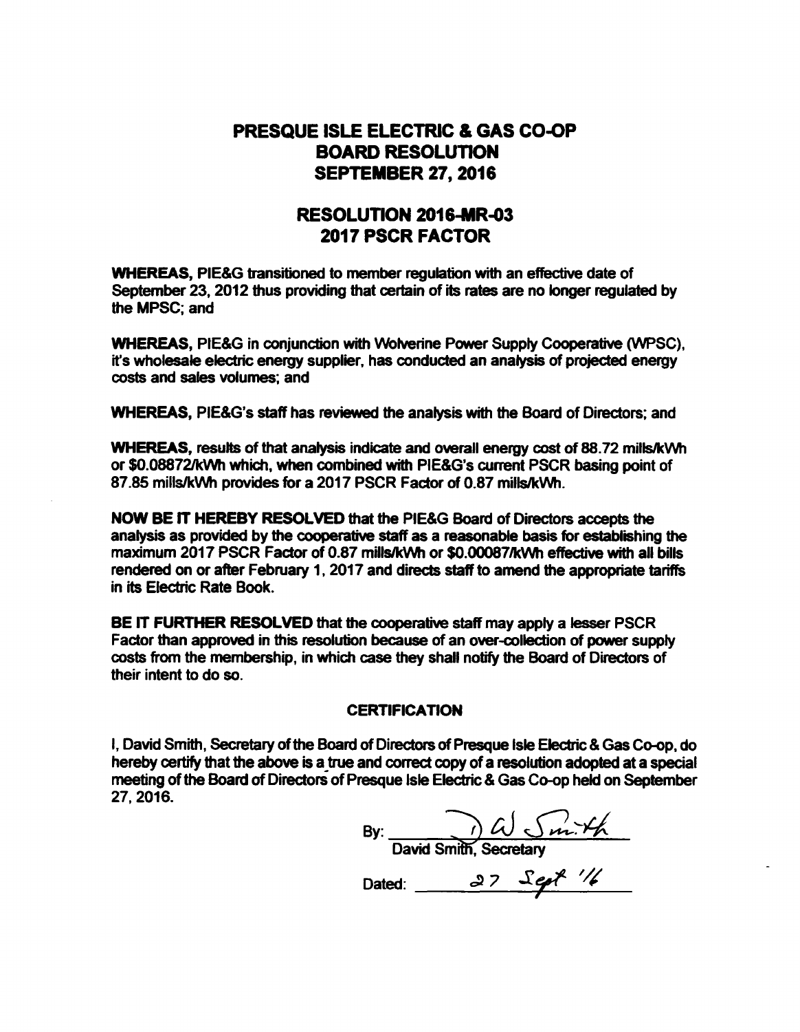# PRESQUE ISLE ELECTRIC & GAS CO-OP
# BOARD RESOLUTION
# SEPTEMBER 27, 2016

## RESOLUTION 2016-MR-03
## 2017 PSCR FACTOR

**WHEREAS,** PIE&G transitioned to member regulation with an effective date of September 23, 2012 thus providing that certain of its rates are no longer regulated by the MPSC; and

**WHEREAS,** PIE&G in conjunction with Wolverine Power Supply Cooperative (WPSC), it's wholesale electric energy supplier, has conducted an analysis of projected energy costs and sales volumes; and

**WHEREAS,** PIE&G's staff has reviewed the analysis with the Board of Directors; and

**WHEREAS,** results of that analysis indicate and overall energy cost of 88.72 mills/kWh or $0.08872/kWh which, when combined with PIE&G's current PSCR basing point of 87.85 mills/kWh provides for a 2017 PSCR Factor of 0.87 mills/kWh.

**NOW BE IT HEREBY RESOLVED** that the PIE&G Board of Directors accepts the analysis as provided by the cooperative staff as a reasonable basis for establishing the maximum 2017 PSCR Factor of 0.87 mills/kWh or $0.00087/kWh effective with all bills rendered on or after February 1, 2017 and directs staff to amend the appropriate tariffs in its Electric Rate Book.

**BE IT FURTHER RESOLVED** that the cooperative staff may apply a lesser PSCR Factor than approved in this resolution because of an over-collection of power supply costs from the membership, in which case they shall notify the Board of Directors of their intent to do so.

**CERTIFICATION**

I, David Smith, Secretary of the Board of Directors of Presque Isle Electric & Gas Co-op, do hereby certify that the above is a true and correct copy of a resolution adopted at a special meeting of the Board of Directors of Presque Isle Electric & Gas Co-op held on September 27, 2016.

By: D W Smith
David Smith, Secretary

Dated: 27 Sept '16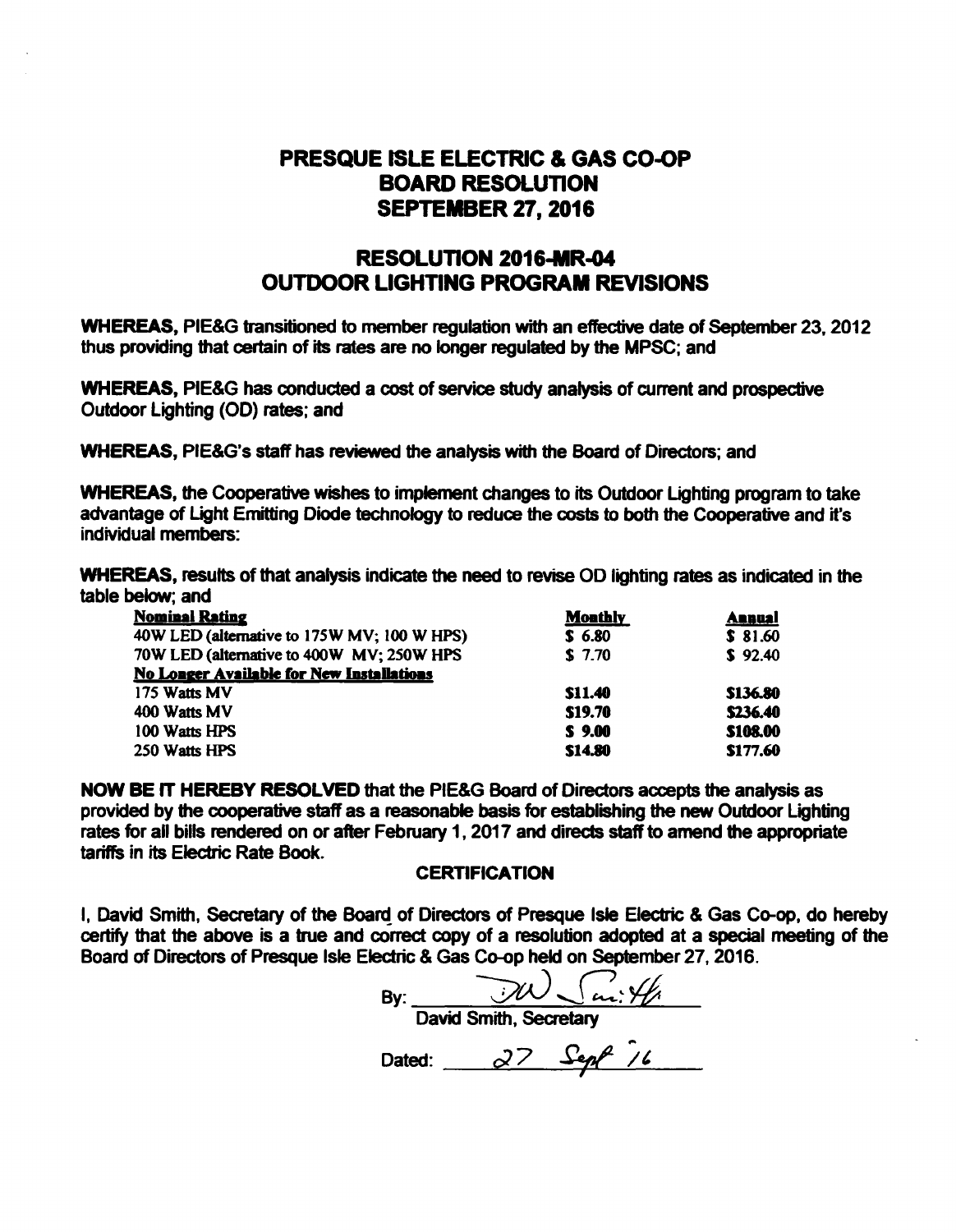# PRESQUE ISLE ELECTRIC & GAS CO-OP
# BOARD RESOLUTION
# SEPTEMBER 27, 2016

## RESOLUTION 2016-MR-04
## OUTDOOR LIGHTING PROGRAM REVISIONS

**WHEREAS,** PIE&G transitioned to member regulation with an effective date of September 23, 2012 thus providing that certain of its rates are no longer regulated by the MPSC; and

**WHEREAS,** PIE&G has conducted a cost of service study analysis of current and prospective Outdoor Lighting (OD) rates; and

**WHEREAS,** PIE&G's staff has reviewed the analysis with the Board of Directors; and

**WHEREAS,** the Cooperative wishes to implement changes to its Outdoor Lighting program to take advantage of Light Emitting Diode technology to reduce the costs to both the Cooperative and it's individual members:

**WHEREAS,** results of that analysis indicate the need to revise OD lighting rates as indicated in the table below; and

| Nominal Rating | Monthly | Annual |
|---|---|---|
| 40W LED (alternative to 175W MV; 100 W HPS) | $ 6.80 | $ 81.60 |
| 70W LED (alternative to 400W MV; 250W HPS | $ 7.70 | $ 92.40 |
| **No Longer Available for New Installations** | | |
| 175 Watts MV | **$11.40** | **$136.80** |
| 400 Watts MV | **$19.70** | **$236.40** |
| 100 Watts HPS | **$ 9.00** | **$108.00** |
| 250 Watts HPS | **$14.80** | **$177.60** |

**NOW BE IT HEREBY RESOLVED** that the PIE&G Board of Directors accepts the analysis as provided by the cooperative staff as a reasonable basis for establishing the new Outdoor Lighting rates for all bills rendered on or after February 1, 2017 and directs staff to amend the appropriate tariffs in its Electric Rate Book.

**CERTIFICATION**

I, David Smith, Secretary of the Board of Directors of Presque Isle Electric & Gas Co-op, do hereby certify that the above is a true and correct copy of a resolution adopted at a special meeting of the Board of Directors of Presque Isle Electric & Gas Co-op held on September 27, 2016.

By: DW Smith

David Smith, Secretary

Dated: 27 Sept '16